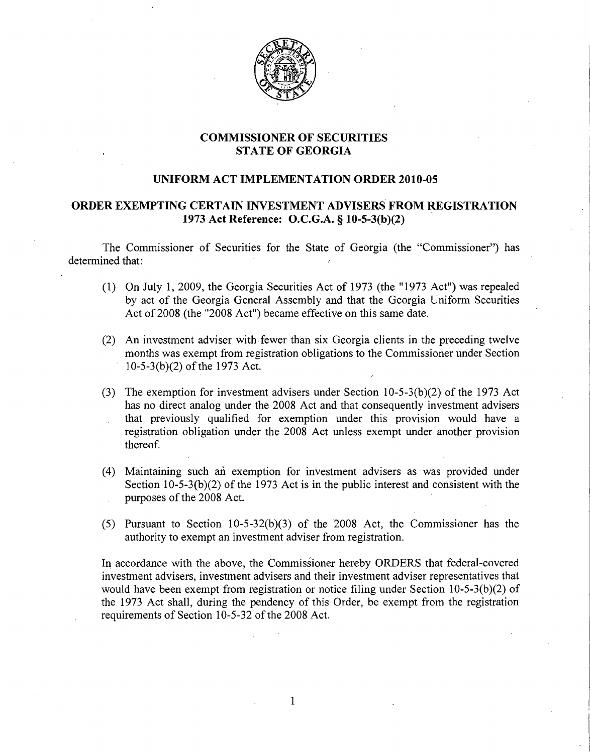# COMMISSIONER OF SECURITIES
# STATE OF GEORGIA

## UNIFORM ACT IMPLEMENTATION ORDER 2010-05

## ORDER EXEMPTING CERTAIN INVESTMENT ADVISERS FROM REGISTRATION
**1973 Act Reference: O.C.G.A. § 10-5-3(b)(2)**

The Commissioner of Securities for the State of Georgia (the "Commissioner") has determined that:

(1) On July 1, 2009, the Georgia Securities Act of 1973 (the "1973 Act") was repealed by act of the Georgia General Assembly and that the Georgia Uniform Securities Act of 2008 (the "2008 Act") became effective on this same date.

(2) An investment adviser with fewer than six Georgia clients in the preceding twelve months was exempt from registration obligations to the Commissioner under Section 10-5-3(b)(2) of the 1973 Act.

(3) The exemption for investment advisers under Section 10-5-3(b)(2) of the 1973 Act has no direct analog under the 2008 Act and that consequently investment advisers that previously qualified for exemption under this provision would have a registration obligation under the 2008 Act unless exempt under another provision thereof.

(4) Maintaining such an exemption for investment advisers as was provided under Section 10-5-3(b)(2) of the 1973 Act is in the public interest and consistent with the purposes of the 2008 Act.

(5) Pursuant to Section 10-5-32(b)(3) of the 2008 Act, the Commissioner has the authority to exempt an investment adviser from registration.

In accordance with the above, the Commissioner hereby ORDERS that federal-covered investment advisers, investment advisers and their investment adviser representatives that would have been exempt from registration or notice filing under Section 10-5-3(b)(2) of the 1973 Act shall, during the pendency of this Order, be exempt from the registration requirements of Section 10-5-32 of the 2008 Act.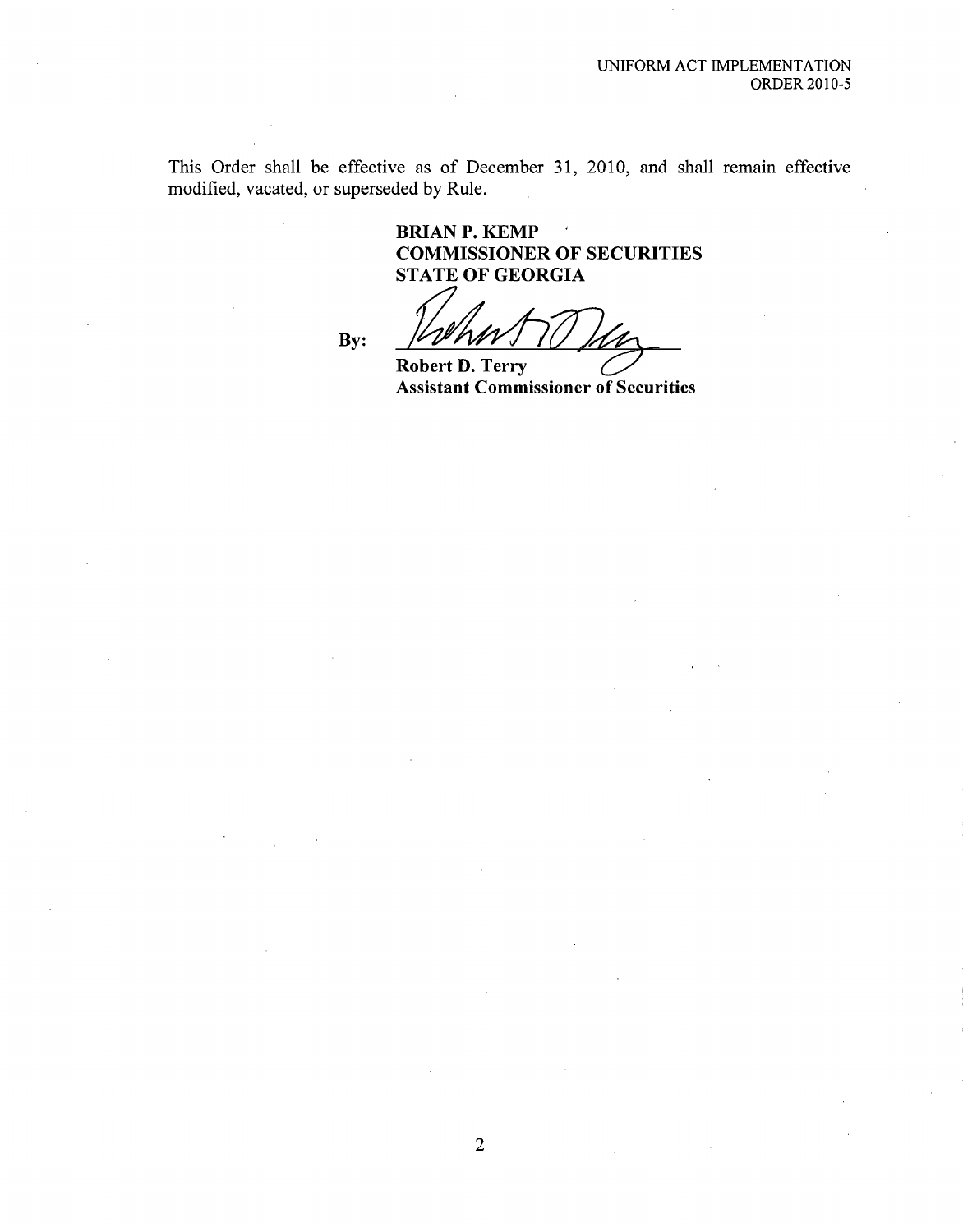This Order shall be effective as of December 31, 2010, and shall remain effective modified, vacated, or superseded by Rule.

**BRIAN P. KEMP**
**COMMISSIONER OF SECURITIES**
**STATE OF GEORGIA**

**By:** ______________________

**Robert D. Terry**
**Assistant Commissioner of Securities**